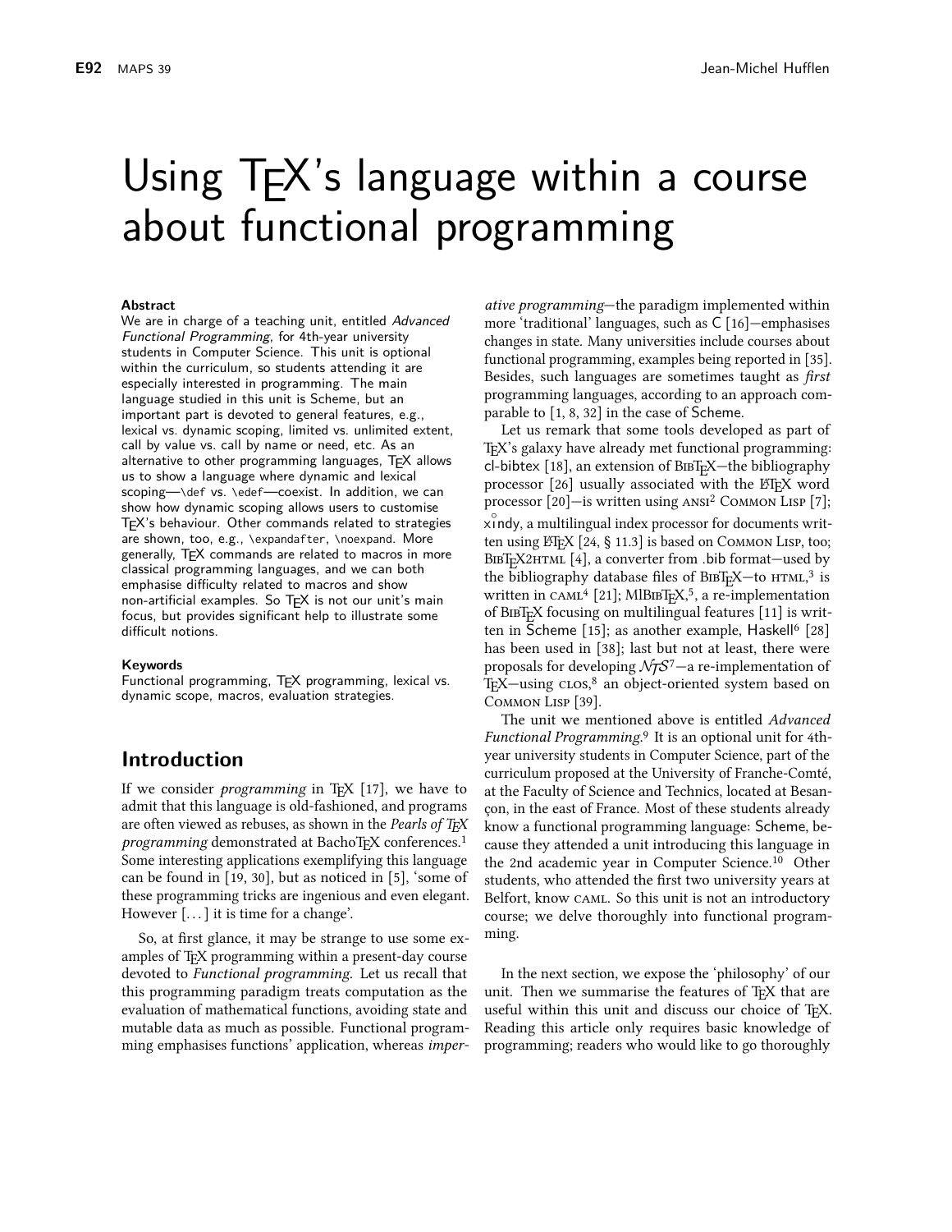# Using TEX's language within a course about functional programming

**Abstract**

We are in charge of a teaching unit, entitled *Advanced Functional Programming*, for 4th-year university students in Computer Science. This unit is optional within the curriculum, so students attending it are especially interested in programming. The main language studied in this unit is Scheme, but an important part is devoted to general features, e.g., lexical vs. dynamic scoping, limited vs. unlimited extent, call by value vs. call by name or need, etc. As an alternative to other programming languages, TEX allows us to show a language where dynamic and lexical scoping—`\def` vs. `\edef`—coexist. In addition, we can show how dynamic scoping allows users to customise TEX's behaviour. Other commands related to strategies are shown, too, e.g., `\expandafter`, `\noexpand`. More generally, TEX commands are related to macros in more classical programming languages, and we can both emphasise difficulty related to macros and show non-artificial examples. So TEX is not our unit's main focus, but provides significant help to illustrate some difficult notions.

**Keywords**

Functional programming, TEX programming, lexical vs. dynamic scope, macros, evaluation strategies.

## Introduction

If we consider *programming* in TEX [17], we have to admit that this language is old-fashioned, and programs are often viewed as rebuses, as shown in the *Pearls of TEX programming* demonstrated at BachoTEX conferences.[1] Some interesting applications exemplifying this language can be found in [19, 30], but as noticed in [5], 'some of these programming tricks are ingenious and even elegant. However [...] it is time for a change'.

So, at first glance, it may be strange to use some examples of TEX programming within a present-day course devoted to *Functional programming*. Let us recall that this programming paradigm treats computation as the evaluation of mathematical functions, avoiding state and mutable data as much as possible. Functional programming emphasises functions' application, whereas *imperative programming*—the paradigm implemented within more 'traditional' languages, such as C [16]—emphasises changes in state. Many universities include courses about functional programming, examples being reported in [35]. Besides, such languages are sometimes taught as *first* programming languages, according to an approach comparable to [1, 8, 32] in the case of Scheme.

Let us remark that some tools developed as part of TEX's galaxy have already met functional programming: cl-bibtex [18], an extension of BibTEX—the bibliography processor [26] usually associated with the LaTEX word processor [20]—is written using ANSI[2] Common Lisp [7]; xindy, a multilingual index processor for documents written using LaTEX [24, § 11.3] is based on Common Lisp, too; BibTEX2HTML [4], a converter from .bib format—used by the bibliography database files of BibTEX—to HTML,[3] is written in CAML[4] [21]; MlBibTEX,[5], a re-implementation of BibTEX focusing on multilingual features [11] is written in Scheme [15]; as another example, Haskell[6] [28] has been used in [38]; last but not at least, there were proposals for developing NTS[7]—a re-implementation of TEX—using CLOS,[8] an object-oriented system based on Common Lisp [39].

The unit we mentioned above is entitled *Advanced Functional Programming*.[9] It is an optional unit for 4th-year university students in Computer Science, part of the curriculum proposed at the University of Franche-Comté, at the Faculty of Science and Technics, located at Besançon, in the east of France. Most of these students already know a functional programming language: Scheme, because they attended a unit introducing this language in the 2nd academic year in Computer Science.[10] Other students, who attended the first two university years at Belfort, know CAML. So this unit is not an introductory course; we delve thoroughly into functional programming.

In the next section, we expose the 'philosophy' of our unit. Then we summarise the features of TEX that are useful within this unit and discuss our choice of TEX. Reading this article only requires basic knowledge of programming; readers who would like to go thoroughly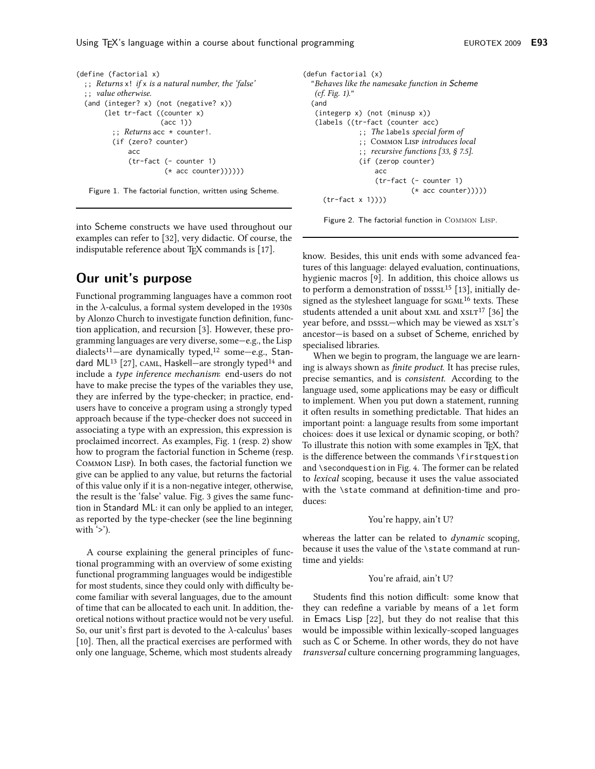```
(define (factorial x)
  ;; Returns x! if x is a natural number, the 'false'
  ;; value otherwise.
  (and (integer? x) (not (negative? x))
       (let tr-fact ((counter x)
                     (acc 1))
         ;; Returns acc * counter!.
         (if (zero? counter)
             acc
             (tr-fact (- counter 1)
                      (* acc counter))))))
```

Figure 1. The factorial function, written using Scheme.

```
(defun factorial (x)
  "Behaves like the namesake function in Scheme
   (cf. Fig. 1)."
  (and
   (integerp x) (not (minusp x))
   (labels ((tr-fact (counter acc)
              ;; The labels special form of
              ;; COMMON LISP introduces local
              ;; recursive functions [33, § 7.5].
              (if (zerop counter)
                  acc
                  (tr-fact (- counter 1)
                           (* acc counter)))))
     (tr-fact x 1))))
```

Figure 2. The factorial function in COMMON LISP.

into Scheme constructs we have used throughout our examples can refer to [32], very didactic. Of course, the indisputable reference about TEX commands is [17].

## Our unit's purpose

Functional programming languages have a common root in the $\lambda$-calculus, a formal system developed in the 1930s by Alonzo Church to investigate function definition, function application, and recursion [3]. However, these programming languages are very diverse, some—e.g., the Lisp dialects[11]—are dynamically typed,[12] some—e.g., Standard ML[13] [27], CAML, Haskell—are strongly typed[14] and include a *type inference mechanism*: end-users do not have to make precise the types of the variables they use, they are inferred by the type-checker; in practice, end-users have to conceive a program using a strongly typed approach because if the type-checker does not succeed in associating a type with an expression, this expression is proclaimed incorrect. As examples, Fig. 1 (resp. 2) show how to program the factorial function in Scheme (resp. COMMON LISP). In both cases, the factorial function we give can be applied to any value, but returns the factorial of this value only if it is a non-negative integer, otherwise, the result is the 'false' value. Fig. 3 gives the same function in Standard ML: it can only be applied to an integer, as reported by the type-checker (see the line beginning with '>').

A course explaining the general principles of functional programming with an overview of some existing functional programming languages would be indigestible for most students, since they could only with difficulty become familiar with several languages, due to the amount of time that can be allocated to each unit. In addition, theoretical notions without practice would not be very useful. So, our unit's first part is devoted to the $\lambda$-calculus' bases [10]. Then, all the practical exercises are performed with only one language, Scheme, which most students already know. Besides, this unit ends with some advanced features of this language: delayed evaluation, continuations, hygienic macros [9]. In addition, this choice allows us to perform a demonstration of DSSSL[15] [13], initially designed as the stylesheet language for SGML[16] texts. These students attended a unit about XML and XSLT[17] [36] the year before, and DSSSL—which may be viewed as XSLT's ancestor—is based on a subset of Scheme, enriched by specialised libraries.

When we begin to program, the language we are learning is always shown as *finite product*. It has precise rules, precise semantics, and is *consistent*. According to the language used, some applications may be easy or difficult to implement. When you put down a statement, running it often results in something predictable. That hides an important point: a language results from some important choices: does it use lexical or dynamic scoping, or both? To illustrate this notion with some examples in TEX, that is the difference between the commands `\firstquestion` and `\secondquestion` in Fig. 4. The former can be related to *lexical* scoping, because it uses the value associated with the `\state` command at definition-time and produces:

You're happy, ain't U?

whereas the latter can be related to *dynamic* scoping, because it uses the value of the `\state` command at runtime and yields:

You're afraid, ain't U?

Students find this notion difficult: some know that they can redefine a variable by means of a `let` form in Emacs Lisp [22], but they do not realise that this would be impossible within lexically-scoped languages such as C or Scheme. In other words, they do not have *transversal* culture concerning programming languages,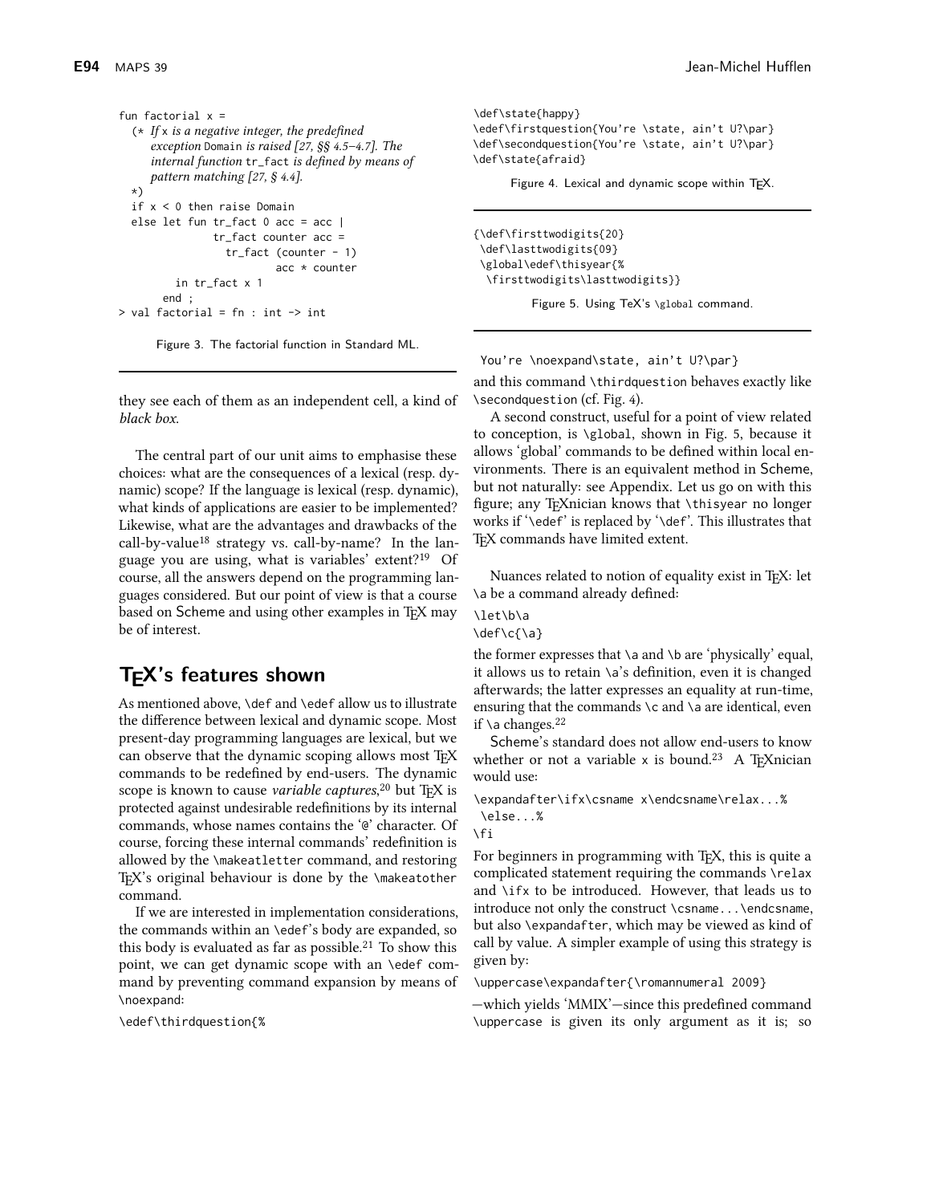```
fun factorial x =
  (* If x is a negative integer, the predefined
     exception Domain is raised [27, §§ 4.5–4.7]. The
     internal function tr_fact is defined by means of
     pattern matching [27, § 4.4].
  *)
  if x < 0 then raise Domain
  else let fun tr_fact 0 acc = acc |
             tr_fact counter acc =
               tr_fact (counter - 1)
                       acc * counter
        in tr_fact x 1
       end ;
> val factorial = fn : int -> int
```

Figure 3. The factorial function in Standard ML.

they see each of them as an independent cell, a kind of *black box*.

The central part of our unit aims to emphasise these choices: what are the consequences of a lexical (resp. dynamic) scope? If the language is lexical (resp. dynamic), what kinds of applications are easier to be implemented? Likewise, what are the advantages and drawbacks of the call-by-value[18] strategy vs. call-by-name? In the language you are using, what is variables' extent?[19] Of course, all the answers depend on the programming languages considered. But our point of view is that a course based on Scheme and using other examples in TEX may be of interest.

## TEX's features shown

As mentioned above, \def and \edef allow us to illustrate the difference between lexical and dynamic scope. Most present-day programming languages are lexical, but we can observe that the dynamic scoping allows most TEX commands to be redefined by end-users. The dynamic scope is known to cause *variable captures*,[20] but TEX is protected against undesirable redefinitions by its internal commands, whose names contains the '@' character. Of course, forcing these internal commands' redefinition is allowed by the \makeatletter command, and restoring TEX's original behaviour is done by the \makeatother command.

If we are interested in implementation considerations, the commands within an \edef's body are expanded, so this body is evaluated as far as possible.[21] To show this point, we can get dynamic scope with an \edef command by preventing command expansion by means of \noexpand:

```
\edef\thirdquestion{%
 You're \noexpand\state, ain't U?\par}
```

and this command \thirdquestion behaves exactly like \secondquestion (cf. Fig. 4).

```
\def\state{happy}
\edef\firstquestion{You're \state, ain't U?\par}
\def\secondquestion{You're \state, ain't U?\par}
\def\state{afraid}
```

Figure 4. Lexical and dynamic scope within TEX.

```
{\def\firsttwodigits{20}
 \def\lasttwodigits{09}
 \global\edef\thisyear{%
  \firsttwodigits\lasttwodigits}}
```

Figure 5. Using TeX's \global command.

A second construct, useful for a point of view related to conception, is \global, shown in Fig. 5, because it allows 'global' commands to be defined within local environments. There is an equivalent method in Scheme, but not naturally: see Appendix. Let us go on with this figure; any TEXnician knows that \thisyear no longer works if '\edef' is replaced by '\def'. This illustrates that TEX commands have limited extent.

Nuances related to notion of equality exist in TEX: let \a be a command already defined:

```
\let\b\a
\def\c{\a}
```

the former expresses that \a and \b are 'physically' equal, it allows us to retain \a's definition, even it is changed afterwards; the latter expresses an equality at run-time, ensuring that the commands \c and \a are identical, even if \a changes.[22]

Scheme's standard does not allow end-users to know whether or not a variable x is bound.[23] A TEXnician would use:

```
\expandafter\ifx\csname x\endcsname\relax...%
 \else...%
\fi
```

For beginners in programming with TEX, this is quite a complicated statement requiring the commands \relax and \ifx to be introduced. However, that leads us to introduce not only the construct \csname...\endcsname, but also \expandafter, which may be viewed as kind of call by value. A simpler example of using this strategy is given by:

```
\uppercase\expandafter{\romannumeral 2009}
```

—which yields 'MMIX'—since this predefined command \uppercase is given its only argument as it is; so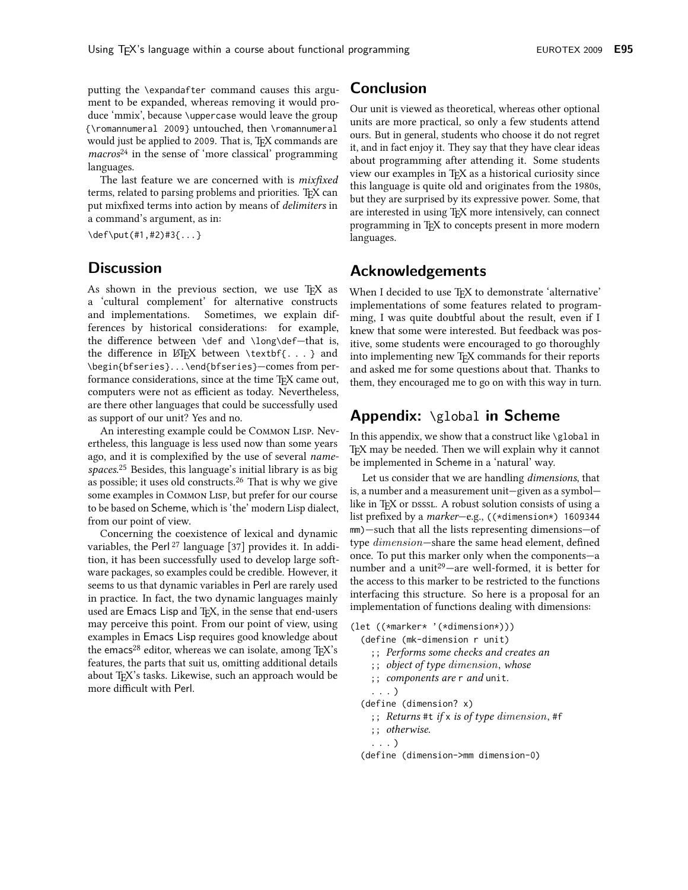putting the `\expandafter` command causes this argument to be expanded, whereas removing it would produce 'mmix', because `\uppercase` would leave the group `{\romannumeral 2009}` untouched, then `\romannumeral` would just be applied to 2009. That is, TEX commands are *macros*[24] in the sense of 'more classical' programming languages.

The last feature we are concerned with is *mixfixed* terms, related to parsing problems and priorities. TEX can put mixfixed terms into action by means of *delimiters* in a command's argument, as in:

```
\def\put(#1,#2)#3{...}
```

## Discussion

As shown in the previous section, we use TEX as a 'cultural complement' for alternative constructs and implementations. Sometimes, we explain differences by historical considerations: for example, the difference between `\def` and `\long\def`—that is, the difference in LATEX between `\textbf{...}` and `\begin{bfseries}...\end{bfseries}`—comes from performance considerations, since at the time TEX came out, computers were not as efficient as today. Nevertheless, are there other languages that could be successfully used as support of our unit? Yes and no.

An interesting example could be Common Lisp. Nevertheless, this language is less used now than some years ago, and it is complexified by the use of several *namespaces*.[25] Besides, this language's initial library is as big as possible; it uses old constructs.[26] That is why we give some examples in Common Lisp, but prefer for our course to be based on Scheme, which is 'the' modern Lisp dialect, from our point of view.

Concerning the coexistence of lexical and dynamic variables, the Perl[27] language [37] provides it. In addition, it has been successfully used to develop large software packages, so examples could be credible. However, it seems to us that dynamic variables in Perl are rarely used in practice. In fact, the two dynamic languages mainly used are Emacs Lisp and TEX, in the sense that end-users may perceive this point. From our point of view, using examples in Emacs Lisp requires good knowledge about the emacs[28] editor, whereas we can isolate, among TEX's features, the parts that suit us, omitting additional details about TEX's tasks. Likewise, such an approach would be more difficult with Perl.

## Conclusion

Our unit is viewed as theoretical, whereas other optional units are more practical, so only a few students attend ours. But in general, students who choose it do not regret it, and in fact enjoy it. They say that they have clear ideas about programming after attending it. Some students view our examples in TEX as a historical curiosity since this language is quite old and originates from the 1980s, but they are surprised by its expressive power. Some, that are interested in using TEX more intensively, can connect programming in TEX to concepts present in more modern languages.

## Acknowledgements

When I decided to use TEX to demonstrate 'alternative' implementations of some features related to programming, I was quite doubtful about the result, even if I knew that some were interested. But feedback was positive, some students were encouraged to go thoroughly into implementing new TEX commands for their reports and asked me for some questions about that. Thanks to them, they encouraged me to go on with this way in turn.

## Appendix: `\global` in Scheme

In this appendix, we show that a construct like `\global` in TEX may be needed. Then we will explain why it cannot be implemented in Scheme in a 'natural' way.

Let us consider that we are handling *dimensions*, that is, a number and a measurement unit—given as a symbol—like in TEX or DSSSL. A robust solution consists of using a list prefixed by a *marker*—e.g., `((*dimension*) 1609344 mm)`—such that all the lists representing dimensions—of type *dimension*—share the same head element, defined once. To put this marker only when the components—a number and a unit[29]—are well-formed, it is better for the access to this marker to be restricted to the functions interfacing this structure. So here is a proposal for an implementation of functions dealing with dimensions:

```
(let ((*marker* '(*dimension*)))
  (define (mk-dimension r unit)
    ;; Performs some checks and creates an
    ;; object of type dimension, whose
    ;; components are r and unit.
    ...)
  (define (dimension? x)
    ;; Returns #t if x is of type dimension, #f
    ;; otherwise.
    ...)
  (define (dimension->mm dimension-0)
```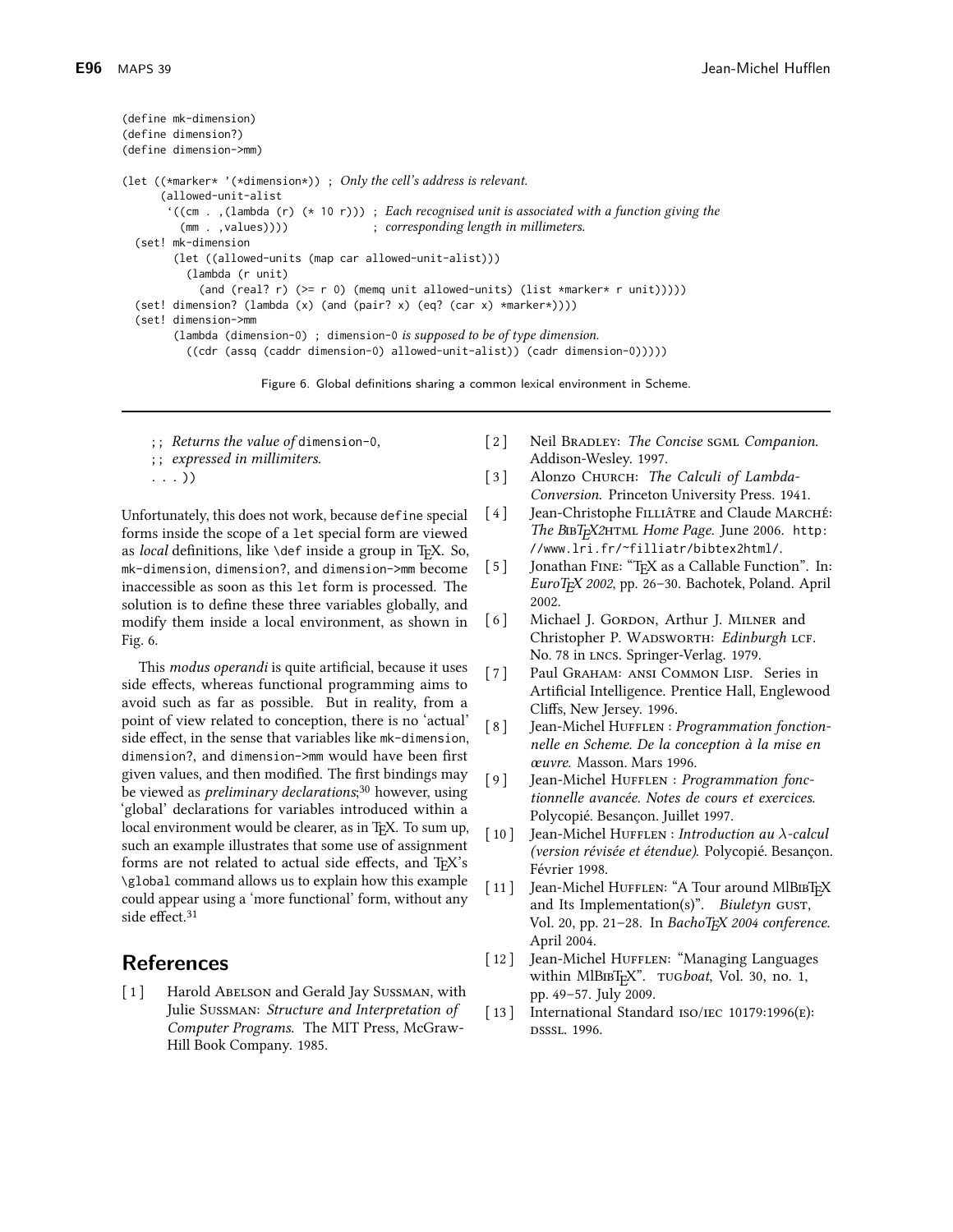```
(define mk-dimension)
(define dimension?)
(define dimension->mm)

(let ((*marker* '(*dimension*)) ; Only the cell's address is relevant.
      (allowed-unit-alist
       `((cm . ,(lambda (r) (* 10 r))) ; Each recognised unit is associated with a function giving the
         (mm . ,values))))              ; corresponding length in millimeters.
  (set! mk-dimension
        (let ((allowed-units (map car allowed-unit-alist)))
          (lambda (r unit)
            (and (real? r) (>= r 0) (memq unit allowed-units) (list *marker* r unit)))))
  (set! dimension? (lambda (x) (and (pair? x) (eq? (car x) *marker*))))
  (set! dimension->mm
        (lambda (dimension-0) ; dimension-0 is supposed to be of type dimension.
          ((cdr (assq (caddr dimension-0) allowed-unit-alist)) (cadr dimension-0)))))
```

Figure 6. Global definitions sharing a common lexical environment in Scheme.

```
;; Returns the value of dimension-0,
;; expressed in millimiters.
...))
```

Unfortunately, this does not work, because `define` special forms inside the scope of a `let` special form are viewed as *local* definitions, like `\def` inside a group in TEX. So, `mk-dimension`, `dimension?`, and `dimension->mm` become inaccessible as soon as this `let` form is processed. The solution is to define these three variables globally, and modify them inside a local environment, as shown in Fig. 6.

This *modus operandi* is quite artificial, because it uses side effects, whereas functional programming aims to avoid such as far as possible. But in reality, from a point of view related to conception, there is no 'actual' side effect, in the sense that variables like `mk-dimension`, `dimension?`, and `dimension->mm` would have been first given values, and then modified. The first bindings may be viewed as *preliminary declarations*;[30] however, using 'global' declarations for variables introduced within a local environment would be clearer, as in TEX. To sum up, such an example illustrates that some use of assignment forms are not related to actual side effects, and TEX's `\global` command allows us to explain how this example could appear using a 'more functional' form, without any side effect.[31]

## References

[1] Harold Abelson and Gerald Jay Sussman, with Julie Sussman: *Structure and Interpretation of Computer Programs*. The MIT Press, McGraw-Hill Book Company. 1985.

[2] Neil Bradley: *The Concise SGML Companion*. Addison-Wesley. 1997.

[3] Alonzo Church: *The Calculi of Lambda-Conversion*. Princeton University Press. 1941.

[4] Jean-Christophe Filliâtre and Claude Marché: *The BIBTEX2HTML Home Page*. June 2006. http://www.lri.fr/~filliatr/bibtex2html/.

[5] Jonathan Fine: "TEX as a Callable Function". In: *EuroTEX 2002*, pp. 26–30. Bachotek, Poland. April 2002.

[6] Michael J. Gordon, Arthur J. Milner and Christopher P. Wadsworth: *Edinburgh LCF*. No. 78 in LNCS. Springer-Verlag. 1979.

[7] Paul Graham: ANSI Common Lisp. Series in Artificial Intelligence. Prentice Hall, Englewood Cliffs, New Jersey. 1996.

[8] Jean-Michel Hufflen : *Programmation fonctionnelle en Scheme. De la conception à la mise en œuvre*. Masson. Mars 1996.

[9] Jean-Michel Hufflen : *Programmation fonctionnelle avancée. Notes de cours et exercices*. Polycopié. Besançon. Juillet 1997.

[10] Jean-Michel Hufflen : *Introduction au λ-calcul (version révisée et étendue)*. Polycopié. Besançon. Février 1998.

[11] Jean-Michel Hufflen: "A Tour around MlBIBTEX and Its Implementation(s)". *Biuletyn* GUST, Vol. 20, pp. 21–28. In *BachoTEX 2004 conference*. April 2004.

[12] Jean-Michel Hufflen: "Managing Languages within MlBIBTEX". TUG*boat*, Vol. 30, no. 1, pp. 49–57. July 2009.

[13] International Standard ISO/IEC 10179:1996(E): DSSSL. 1996.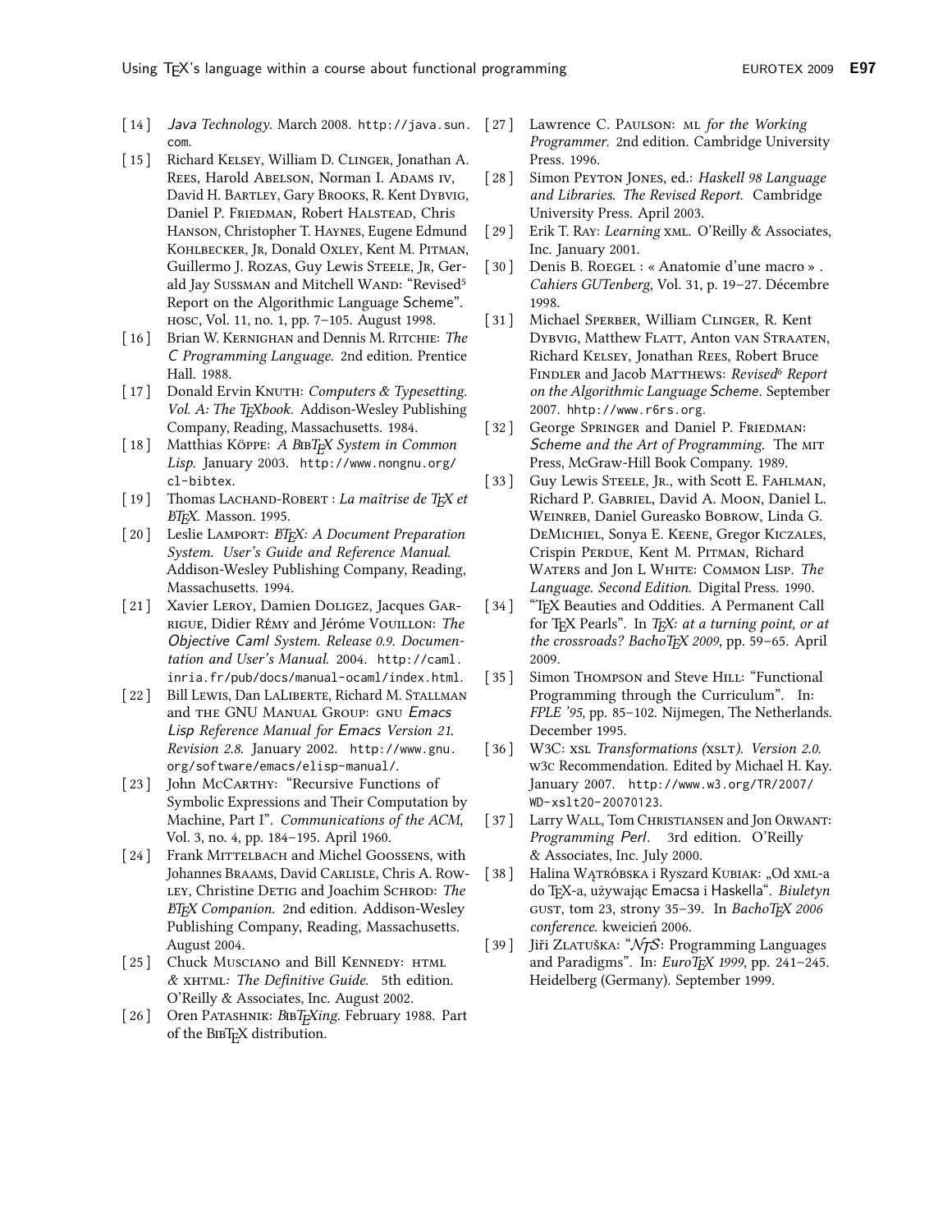[ 14 ] *Java Technology*. March 2008. http://java.sun.com.

[ 15 ] Richard KELSEY, William D. CLINGER, Jonathan A. REES, Harold ABELSON, Norman I. ADAMS IV, David H. BARTLEY, Gary BROOKS, R. Kent DYBVIG, Daniel P. FRIEDMAN, Robert HALSTEAD, Chris HANSON, Christopher T. HAYNES, Eugene Edmund KOHLBECKER, JR, Donald OXLEY, Kent M. PITMAN, Guillermo J. ROZAS, Guy Lewis STEELE, JR, Gerald Jay SUSSMAN and Mitchell WAND: "Revised[5] Report on the Algorithmic Language Scheme". HOSC, Vol. 11, no. 1, pp. 7–105. August 1998.

[ 16 ] Brian W. KERNIGHAN and Dennis M. RITCHIE: *The C Programming Language*. 2nd edition. Prentice Hall. 1988.

[ 17 ] Donald Ervin KNUTH: *Computers & Typesetting. Vol. A: The TEXbook*. Addison-Wesley Publishing Company, Reading, Massachusetts. 1984.

[ 18 ] Matthias KÖPPE: *A BIBTEX System in Common Lisp*. January 2003. http://www.nongnu.org/cl-bibtex.

[ 19 ] Thomas LACHAND-ROBERT : *La maîtrise de TEX et LATEX*. Masson. 1995.

[ 20 ] Leslie LAMPORT: *LATEX: A Document Preparation System. User's Guide and Reference Manual*. Addison-Wesley Publishing Company, Reading, Massachusetts. 1994.

[ 21 ] Xavier LEROY, Damien DOLIGEZ, Jacques GARRIGUE, Didier RÉMY and Jéróme VOUILLON: *The Objective Caml System. Release 0.9. Documentation and User's Manual*. 2004. http://caml.inria.fr/pub/docs/manual-ocaml/index.html.

[ 22 ] Bill LEWIS, Dan LALIBERTE, Richard M. STALLMAN and THE GNU MANUAL GROUP: *GNU Emacs Lisp Reference Manual for Emacs Version 21. Revision 2.8*. January 2002. http://www.gnu.org/software/emacs/elisp-manual/.

[ 23 ] John MCCARTHY: "Recursive Functions of Symbolic Expressions and Their Computation by Machine, Part I". *Communications of the ACM*, Vol. 3, no. 4, pp. 184–195. April 1960.

[ 24 ] Frank MITTELBACH and Michel GOOSSENS, with Johannes BRAAMS, David CARLISLE, Chris A. ROWLEY, Christine DETIG and Joachim SCHROD: *The LATEX Companion*. 2nd edition. Addison-Wesley Publishing Company, Reading, Massachusetts. August 2004.

[ 25 ] Chuck MUSCIANO and Bill KENNEDY: *HTML & XHTML: The Definitive Guide*. 5th edition. O'Reilly & Associates, Inc. August 2002.

[ 26 ] Oren PATASHNIK: *BIBTEXing*. February 1988. Part of the BIBTEX distribution.

[ 27 ] Lawrence C. PAULSON: *ML for the Working Programmer*. 2nd edition. Cambridge University Press. 1996.

[ 28 ] Simon PEYTON JONES, ed.: *Haskell 98 Language and Libraries. The Revised Report*. Cambridge University Press. April 2003.

[ 29 ] Erik T. RAY: *Learning XML*. O'Reilly & Associates, Inc. January 2001.

[ 30 ] Denis B. ROEGEL : « Anatomie d'une macro » . *Cahiers GUTenberg*, Vol. 31, p. 19–27. Décembre 1998.

[ 31 ] Michael SPERBER, William CLINGER, R. Kent DYBVIG, Matthew FLATT, Anton VAN STRAATEN, Richard KELSEY, Jonathan REES, Robert Bruce FINDLER and Jacob MATTHEWS: *Revised[6] Report on the Algorithmic Language Scheme*. September 2007. hhtp://www.r6rs.org.

[ 32 ] George SPRINGER and Daniel P. FRIEDMAN: *Scheme and the Art of Programming*. The MIT Press, McGraw-Hill Book Company. 1989.

[ 33 ] Guy Lewis STEELE, JR., with Scott E. FAHLMAN, Richard P. GABRIEL, David A. MOON, Daniel L. WEINREB, Daniel Gureasko BOBROW, Linda G. DEMICHIEL, Sonya E. KEENE, Gregor KICZALES, Crispin PERDUE, Kent M. PITMAN, Richard WATERS and Jon L WHITE: COMMON LISP. *The Language. Second Edition*. Digital Press. 1990.

[ 34 ] "TEX Beauties and Oddities. A Permanent Call for TEX Pearls". In *TEX: at a turning point, or at the crossroads? BachoTEX 2009*, pp. 59–65. April 2009.

[ 35 ] Simon THOMPSON and Steve HILL: "Functional Programming through the Curriculum". In: *FPLE '95*, pp. 85–102. Nijmegen, The Netherlands. December 1995.

[ 36 ] W3C: *XSL Transformations (XSLT). Version 2.0*. W3C Recommendation. Edited by Michael H. Kay. January 2007. http://www.w3.org/TR/2007/WD-xslt20-20070123.

[ 37 ] Larry WALL, Tom CHRISTIANSEN and Jon ORWANT: *Programming Perl*. 3rd edition. O'Reilly & Associates, Inc. July 2000.

[ 38 ] Halina WĄTRÓBSKA i Ryszard KUBIAK: „Od XML-a do TEX-a, używając Emacsa i Haskella". *Biuletyn* GUST, tom 23, strony 35–39. In *BachoTEX 2006 conference*. kweicień 2006.

[ 39 ] Jiři ZLATUŠKA: "NTS: Programming Languages and Paradigms". In: *EuroTEX 1999*, pp. 241–245. Heidelberg (Germany). September 1999.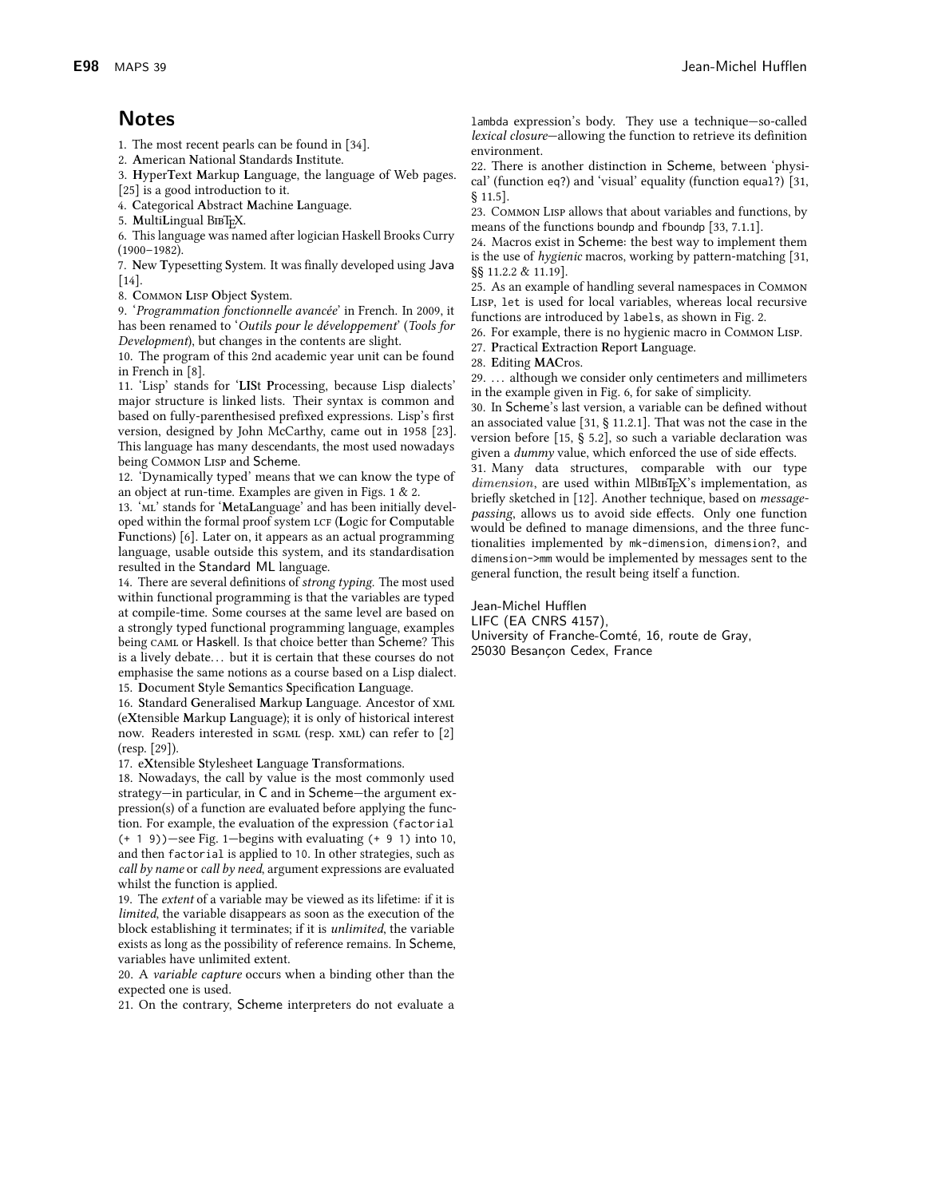## Notes

1. The most recent pearls can be found in [34].
2. **A**merican **N**ational **S**tandards **I**nstitute.
3. **H**yper**T**ext **M**arkup **L**anguage, the language of Web pages. [25] is a good introduction to it.
4. **C**ategorical **A**bstract **M**achine **L**anguage.
5. **M**ulti**L**ingual BibTeX.
6. This language was named after logician Haskell Brooks Curry (1900–1982).
7. **N**ew **T**ypesetting **S**ystem. It was finally developed using Java [14].
8. **C**OMMON **L**ISP **O**bject **S**ystem.
9. '*Programmation fonctionnelle avancée*' in French. In 2009, it has been renamed to '*Outils pour le développement*' (*Tools for Development*), but changes in the contents are slight.
10. The program of this 2nd academic year unit can be found in French in [8].
11. 'Lisp' stands for '**LIS**t **P**rocessing, because Lisp dialects' major structure is linked lists. Their syntax is common and based on fully-parenthesised prefixed expressions. Lisp's first version, designed by John McCarthy, came out in 1958 [23]. This language has many descendants, the most used nowadays being COMMON LISP and Scheme.
12. 'Dynamically typed' means that we can know the type of an object at run-time. Examples are given in Figs. 1 & 2.
13. 'ML' stands for '**M**eta**L**anguage' and has been initially developed within the formal proof system LCF (**L**ogic for **C**omputable **F**unctions) [6]. Later on, it appears as an actual programming language, usable outside this system, and its standardisation resulted in the Standard ML language.
14. There are several definitions of *strong typing*. The most used within functional programming is that the variables are typed at compile-time. Some courses at the same level are based on a strongly typed functional programming language, examples being CAML or Haskell. Is that choice better than Scheme? This is a lively debate… but it is certain that these courses do not emphasise the same notions as a course based on a Lisp dialect.
15. **D**ocument **S**tyle **S**emantics **S**pecification **L**anguage.
16. **S**tandard **G**eneralised **M**arkup **L**anguage. Ancestor of XML (e**X**tensible **M**arkup **L**anguage); it is only of historical interest now. Readers interested in SGML (resp. XML) can refer to [2] (resp. [29]).
17. e**X**tensible **S**tylesheet **L**anguage **T**ransformations.
18. Nowadays, the call by value is the most commonly used strategy—in particular, in C and in Scheme—the argument expression(s) of a function are evaluated before applying the function. For example, the evaluation of the expression `(factorial (+ 1 9))`—see Fig. 1—begins with evaluating `(+ 9 1)` into `10`, and then `factorial` is applied to `10`. In other strategies, such as *call by name* or *call by need*, argument expressions are evaluated whilst the function is applied.
19. The *extent* of a variable may be viewed as its lifetime: if it is *limited*, the variable disappears as soon as the execution of the block establishing it terminates; if it is *unlimited*, the variable exists as long as the possibility of reference remains. In Scheme, variables have unlimited extent.
20. A *variable capture* occurs when a binding other than the expected one is used.
21. On the contrary, Scheme interpreters do not evaluate a `lambda` expression's body. They use a technique—so-called *lexical closure*—allowing the function to retrieve its definition environment.
22. There is another distinction in Scheme, between 'physical' (function `eq?`) and 'visual' equality (function `equal?`) [31, § 11.5].
23. COMMON LISP allows that about variables and functions, by means of the functions `boundp` and `fboundp` [33, 7.1.1].
24. Macros exist in Scheme: the best way to implement them is the use of *hygienic* macros, working by pattern-matching [31, §§ 11.2.2 & 11.19].
25. As an example of handling several namespaces in COMMON LISP, `let` is used for local variables, whereas local recursive functions are introduced by `labels`, as shown in Fig. 2.
26. For example, there is no hygienic macro in COMMON LISP.
27. **P**ractical **E**xtraction **R**eport **L**anguage.
28. **E**diting **MAC**ros.
29. … although we consider only centimeters and millimeters in the example given in Fig. 6, for sake of simplicity.
30. In Scheme's last version, a variable can be defined without an associated value [31, § 11.2.1]. That was not the case in the version before [15, § 5.2], so such a variable declaration was given a *dummy* value, which enforced the use of side effects.
31. Many data structures, comparable with our type *dimension*, are used within MlBibTeX's implementation, as briefly sketched in [12]. Another technique, based on *message-passing*, allows us to avoid side effects. Only one function would be defined to manage dimensions, and the three functionalities implemented by `mk-dimension`, `dimension?`, and `dimension->mm` would be implemented by messages sent to the general function, the result being itself a function.

Jean-Michel Hufflen
LIFC (EA CNRS 4157),
University of Franche-Comté, 16, route de Gray,
25030 Besançon Cedex, France